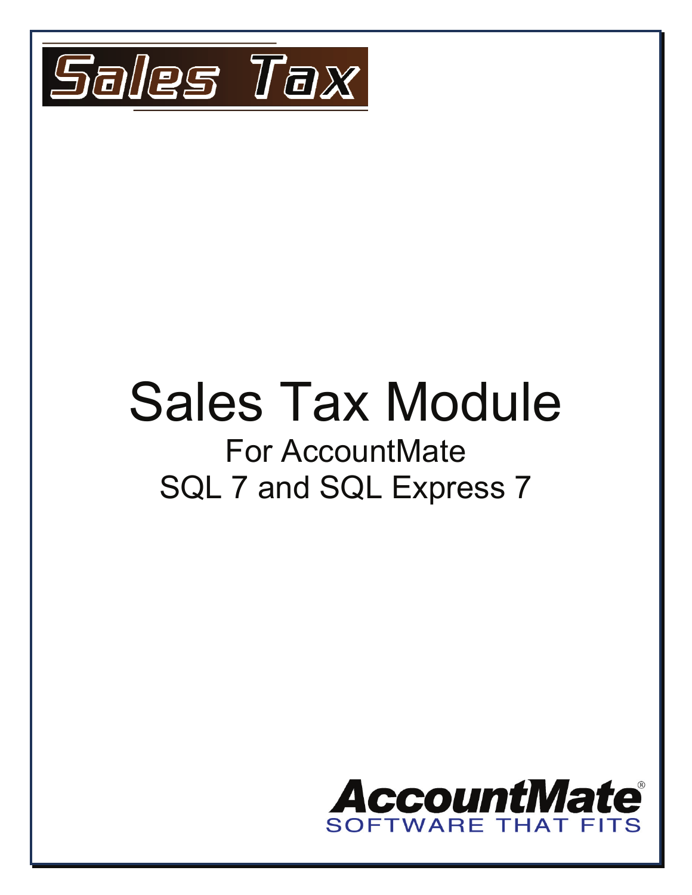Sales Tax

# Sales Tax Module

## For AccountMate SQL 7 and SQL Express 7

AccountMate
SOFTWARE THAT FITS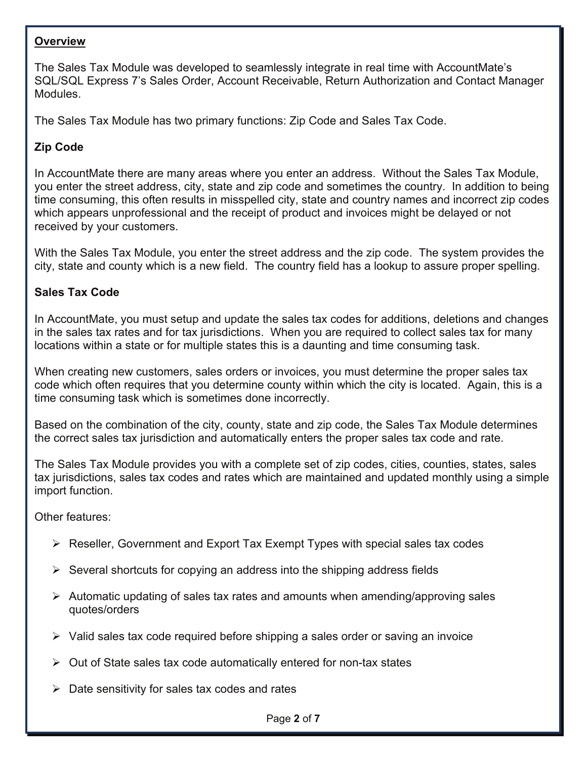## Overview

The Sales Tax Module was developed to seamlessly integrate in real time with AccountMate's SQL/SQL Express 7's Sales Order, Account Receivable, Return Authorization and Contact Manager Modules.

The Sales Tax Module has two primary functions: Zip Code and Sales Tax Code.

### Zip Code

In AccountMate there are many areas where you enter an address. Without the Sales Tax Module, you enter the street address, city, state and zip code and sometimes the country. In addition to being time consuming, this often results in misspelled city, state and country names and incorrect zip codes which appears unprofessional and the receipt of product and invoices might be delayed or not received by your customers.

With the Sales Tax Module, you enter the street address and the zip code. The system provides the city, state and county which is a new field. The country field has a lookup to assure proper spelling.

### Sales Tax Code

In AccountMate, you must setup and update the sales tax codes for additions, deletions and changes in the sales tax rates and for tax jurisdictions. When you are required to collect sales tax for many locations within a state or for multiple states this is a daunting and time consuming task.

When creating new customers, sales orders or invoices, you must determine the proper sales tax code which often requires that you determine county within which the city is located. Again, this is a time consuming task which is sometimes done incorrectly.

Based on the combination of the city, county, state and zip code, the Sales Tax Module determines the correct sales tax jurisdiction and automatically enters the proper sales tax code and rate.

The Sales Tax Module provides you with a complete set of zip codes, cities, counties, states, sales tax jurisdictions, sales tax codes and rates which are maintained and updated monthly using a simple import function.

Other features:

- Reseller, Government and Export Tax Exempt Types with special sales tax codes
- Several shortcuts for copying an address into the shipping address fields
- Automatic updating of sales tax rates and amounts when amending/approving sales quotes/orders
- Valid sales tax code required before shipping a sales order or saving an invoice
- Out of State sales tax code automatically entered for non-tax states
- Date sensitivity for sales tax codes and rates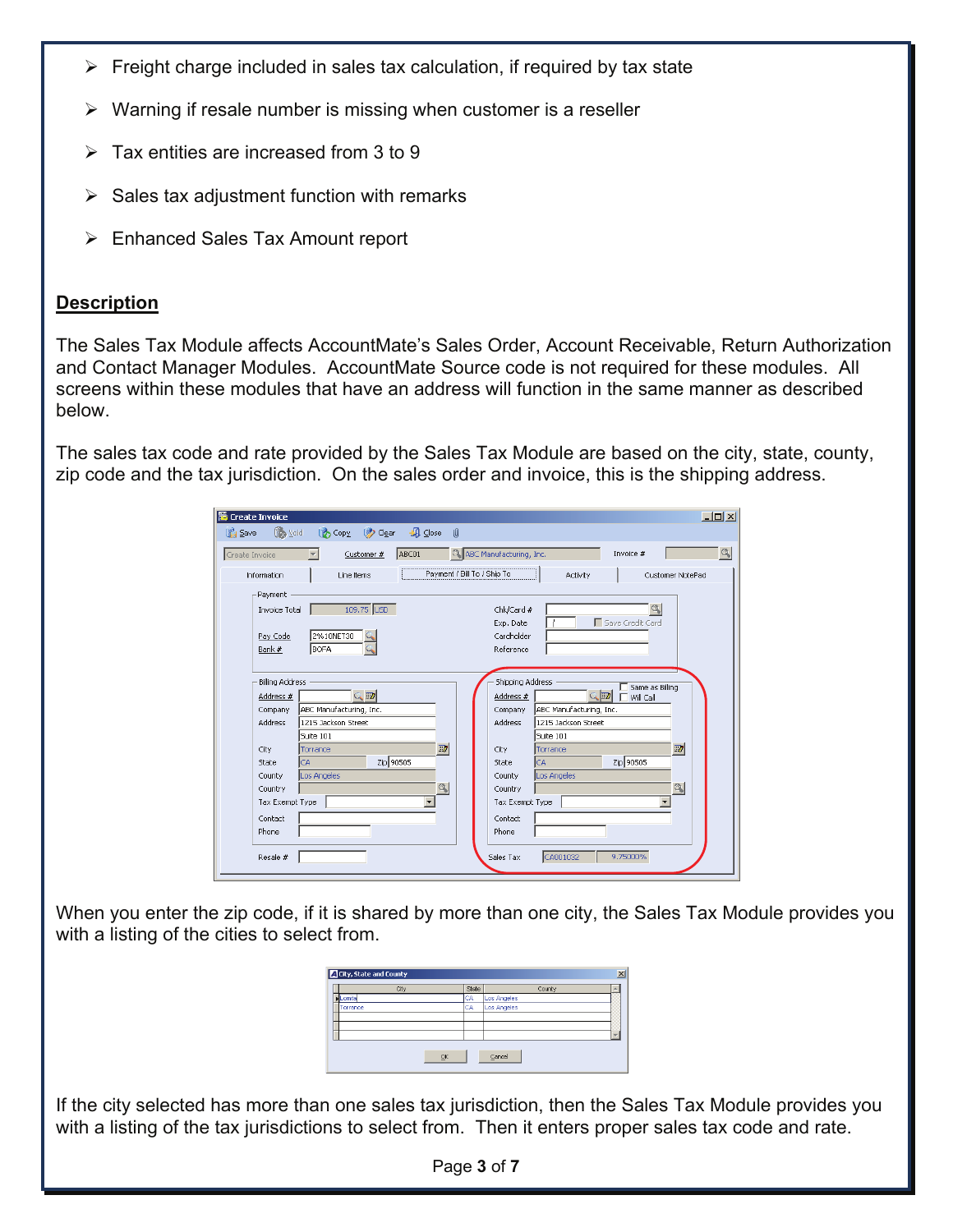- Freight charge included in sales tax calculation, if required by tax state
- Warning if resale number is missing when customer is a reseller
- Tax entities are increased from 3 to 9
- Sales tax adjustment function with remarks
- Enhanced Sales Tax Amount report

## Description

The Sales Tax Module affects AccountMate's Sales Order, Account Receivable, Return Authorization and Contact Manager Modules. AccountMate Source code is not required for these modules. All screens within these modules that have an address will function in the same manner as described below.

The sales tax code and rate provided by the Sales Tax Module are based on the city, state, county, zip code and the tax jurisdiction. On the sales order and invoice, this is the shipping address.

When you enter the zip code, if it is shared by more than one city, the Sales Tax Module provides you with a listing of the cities to select from.

If the city selected has more than one sales tax jurisdiction, then the Sales Tax Module provides you with a listing of the tax jurisdictions to select from. Then it enters proper sales tax code and rate.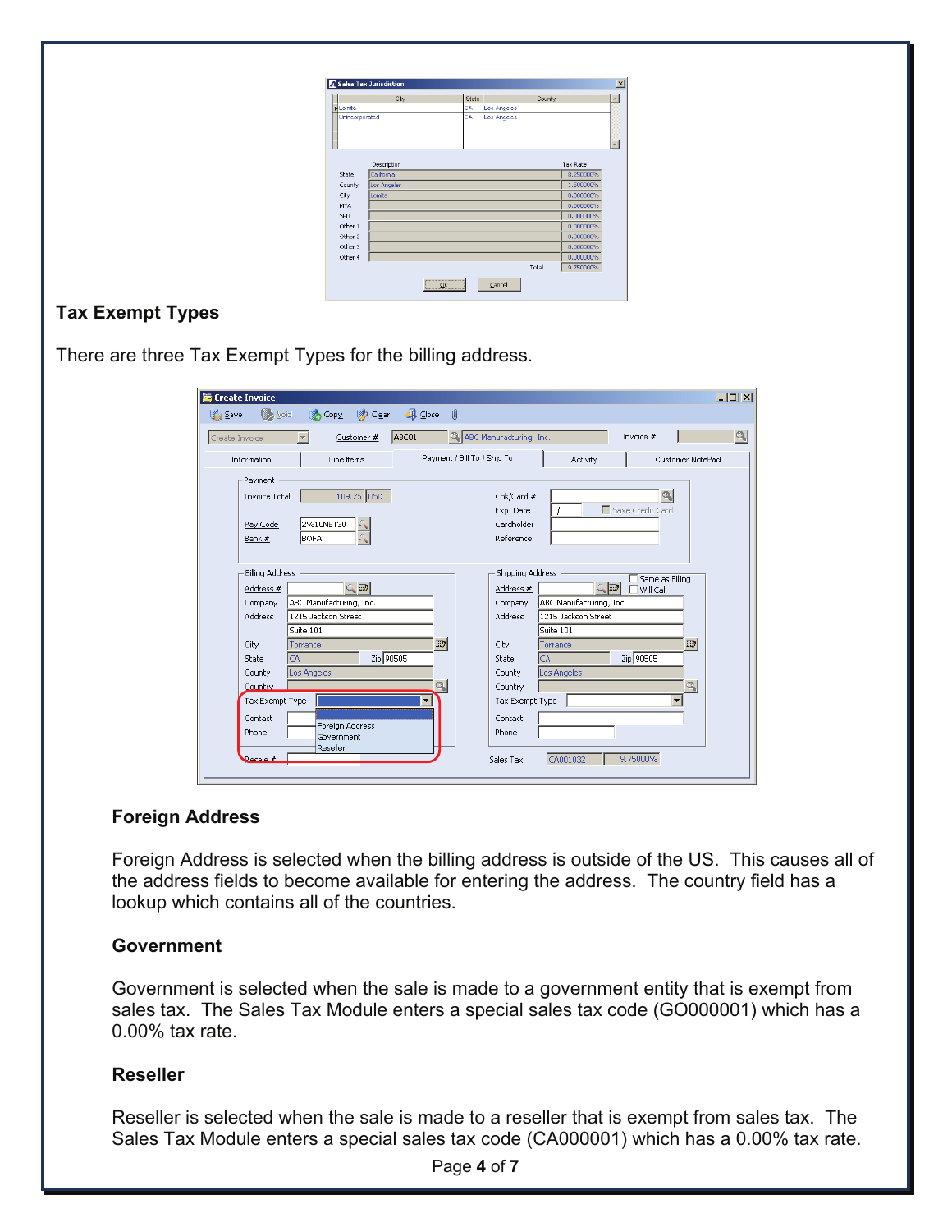## Tax Exempt Types

There are three Tax Exempt Types for the billing address.

### Foreign Address

Foreign Address is selected when the billing address is outside of the US. This causes all of the address fields to become available for entering the address. The country field has a lookup which contains all of the countries.

### Government

Government is selected when the sale is made to a government entity that is exempt from sales tax. The Sales Tax Module enters a special sales tax code (GO000001) which has a 0.00% tax rate.

### Reseller

Reseller is selected when the sale is made to a reseller that is exempt from sales tax. The Sales Tax Module enters a special sales tax code (CA000001) which has a 0.00% tax rate.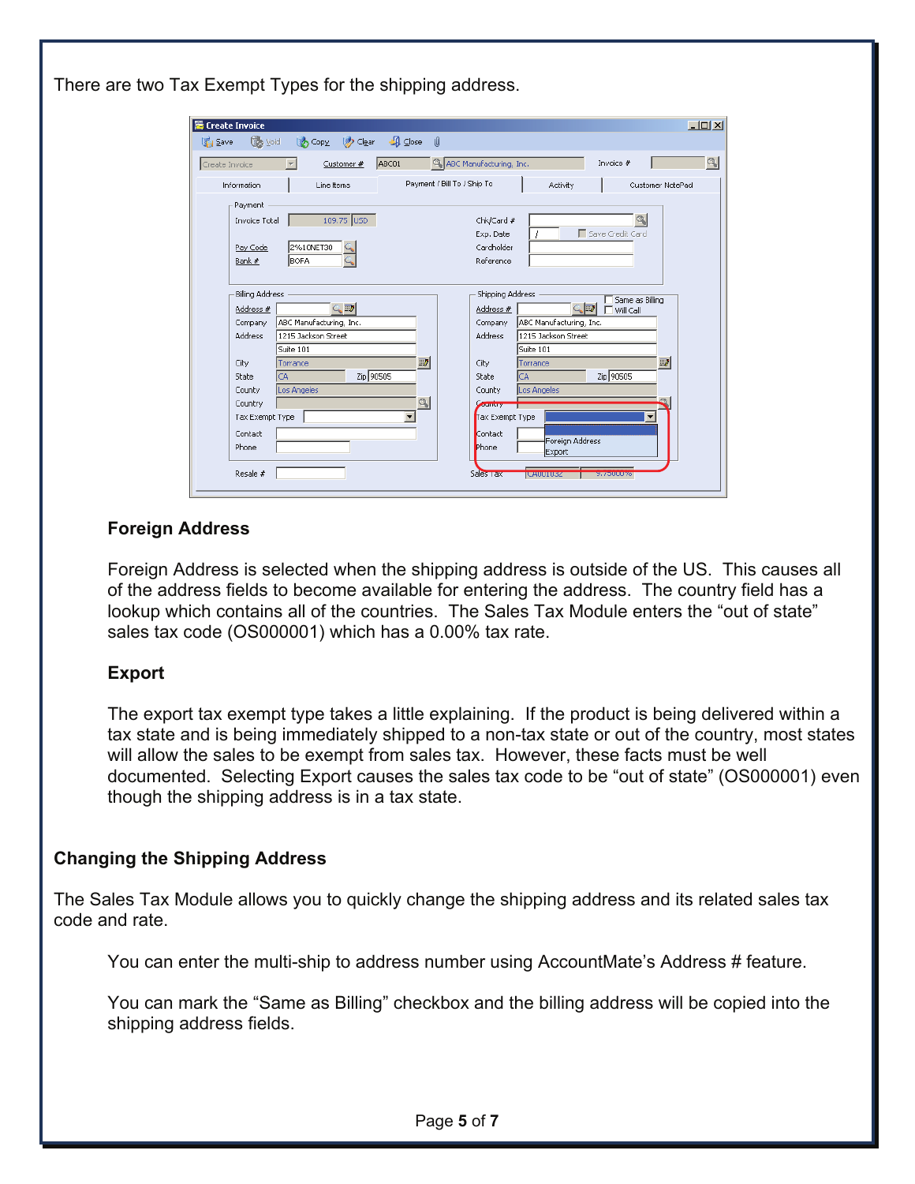There are two Tax Exempt Types for the shipping address.

### Foreign Address

Foreign Address is selected when the shipping address is outside of the US. This causes all of the address fields to become available for entering the address. The country field has a lookup which contains all of the countries. The Sales Tax Module enters the “out of state” sales tax code (OS000001) which has a 0.00% tax rate.

### Export

The export tax exempt type takes a little explaining. If the product is being delivered within a tax state and is being immediately shipped to a non-tax state or out of the country, most states will allow the sales to be exempt from sales tax. However, these facts must be well documented. Selecting Export causes the sales tax code to be “out of state” (OS000001) even though the shipping address is in a tax state.

## Changing the Shipping Address

The Sales Tax Module allows you to quickly change the shipping address and its related sales tax code and rate.

You can enter the multi-ship to address number using AccountMate’s Address # feature.

You can mark the “Same as Billing” checkbox and the billing address will be copied into the shipping address fields.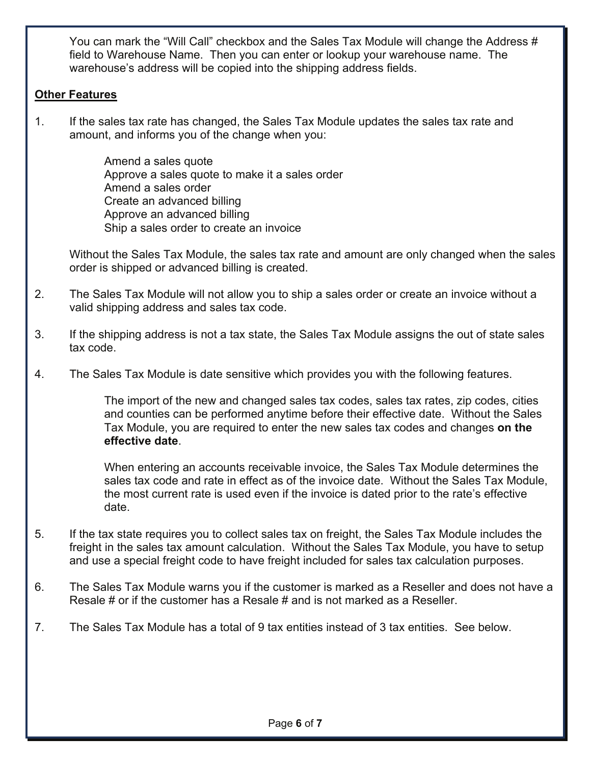You can mark the "Will Call" checkbox and the Sales Tax Module will change the Address # field to Warehouse Name. Then you can enter or lookup your warehouse name. The warehouse's address will be copied into the shipping address fields.

**Other Features**

1. If the sales tax rate has changed, the Sales Tax Module updates the sales tax rate and amount, and informs you of the change when you:

   Amend a sales quote
   Approve a sales quote to make it a sales order
   Amend a sales order
   Create an advanced billing
   Approve an advanced billing
   Ship a sales order to create an invoice

   Without the Sales Tax Module, the sales tax rate and amount are only changed when the sales order is shipped or advanced billing is created.

2. The Sales Tax Module will not allow you to ship a sales order or create an invoice without a valid shipping address and sales tax code.

3. If the shipping address is not a tax state, the Sales Tax Module assigns the out of state sales tax code.

4. The Sales Tax Module is date sensitive which provides you with the following features.

   The import of the new and changed sales tax codes, sales tax rates, zip codes, cities and counties can be performed anytime before their effective date. Without the Sales Tax Module, you are required to enter the new sales tax codes and changes **on the effective date**.

   When entering an accounts receivable invoice, the Sales Tax Module determines the sales tax code and rate in effect as of the invoice date. Without the Sales Tax Module, the most current rate is used even if the invoice is dated prior to the rate's effective date.

5. If the tax state requires you to collect sales tax on freight, the Sales Tax Module includes the freight in the sales tax amount calculation. Without the Sales Tax Module, you have to setup and use a special freight code to have freight included for sales tax calculation purposes.

6. The Sales Tax Module warns you if the customer is marked as a Reseller and does not have a Resale # or if the customer has a Resale # and is not marked as a Reseller.

7. The Sales Tax Module has a total of 9 tax entities instead of 3 tax entities. See below.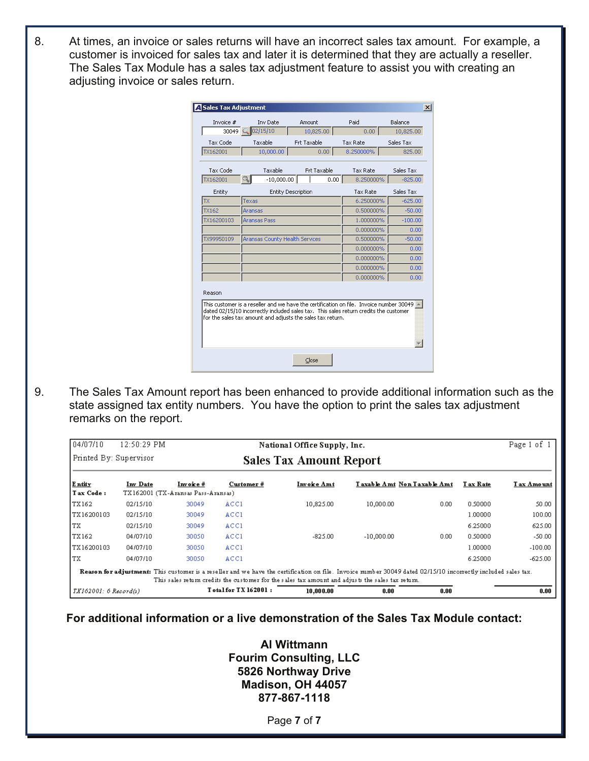8. At times, an invoice or sales returns will have an incorrect sales tax amount. For example, a customer is invoiced for sales tax and later it is determined that they are actually a reseller. The Sales Tax Module has a sales tax adjustment feature to assist you with creating an adjusting invoice or sales return.

**Sales Tax Adjustment**

| Invoice # | Inv Date | Amount | Paid | Balance |
|---|---|---|---|---|
| 30049 | 02/15/10 | 10,825.00 | 0.00 | 10,825.00 |

| Tax Code | Taxable | Frt Taxable | Tax Rate | Sales Tax |
|---|---|---|---|---|
| TX162001 | 10,000.00 | 0.00 | 8.250000% | 825.00 |

| Tax Code | Taxable | Frt Taxable | Tax Rate | Sales Tax |
|---|---|---|---|---|
| TX162001 | -10,000.00 | 0.00 | 8.250000% | -825.00 |

| Entity | Entity Description | Tax Rate | Sales Tax |
|---|---|---|---|
| TX | Texas | 6.250000% | -625.00 |
| TX162 | Aransas | 0.500000% | -50.00 |
| TX16200103 | Aransas Pass | 1.000000% | -100.00 |
| | | 0.000000% | 0.00 |
| TX99950109 | Aransas County Health Services | 0.500000% | -50.00 |
| | | 0.000000% | 0.00 |
| | | 0.000000% | 0.00 |
| | | 0.000000% | 0.00 |
| | | 0.000000% | 0.00 |

Reason

This customer is a reseller and we have the certification on file. Invoice number 30049 dated 02/15/10 incorrectly included sales tax. This sales return credits the customer for the sales tax amount and adjusts the sales tax return.

Close

9. The Sales Tax Amount report has been enhanced to provide additional information such as the state assigned tax entity numbers. You have the option to print the sales tax adjustment remarks on the report.

04/07/10 12:50:29 PM — National Office Supply, Inc. — Page 1 of 1

Printed By: Supervisor

**Sales Tax Amount Report**

| Entity | Inv Date | Invoice # | Customer # | Invoice Amt | Taxable Amt | Non Taxable Amt | Tax Rate | Tax Amount |
|---|---|---|---|---|---|---|---|---|
| **Tax Code:** | TX162001 (TX-Aransas Pass-Aransas) | | | | | | | |
| TX162 | 02/15/10 | 30049 | ACC1 | 10,825.00 | 10,000.00 | 0.00 | 0.50000 | 50.00 |
| TX16200103 | 02/15/10 | 30049 | ACC1 | | | | 1.00000 | 100.00 |
| TX | 02/15/10 | 30049 | ACC1 | | | | 6.25000 | 625.00 |
| TX162 | 04/07/10 | 30050 | ACC1 | -825.00 | -10,000.00 | 0.00 | 0.50000 | -50.00 |
| TX16200103 | 04/07/10 | 30050 | ACC1 | | | | 1.00000 | -100.00 |
| TX | 04/07/10 | 30050 | ACC1 | | | | 6.25000 | -625.00 |
| *TX162001: 6 Record(s)* | | | **Total for TX 162001 :** | **10,000.00** | **0.00** | **0.00** | | **0.00** |

**Reason for adjustment:** This customer is a reseller and we have the certification on file. Invoice number 30049 dated 02/15/10 incorrectly included sales tax. This sales return credits the customer for the sales tax amount and adjusts the sales tax return.

**For additional information or a live demonstration of the Sales Tax Module contact:**

**Al Wittmann**
**Fourim Consulting, LLC**
**5826 Northway Drive**
**Madison, OH 44057**
**877-867-1118**